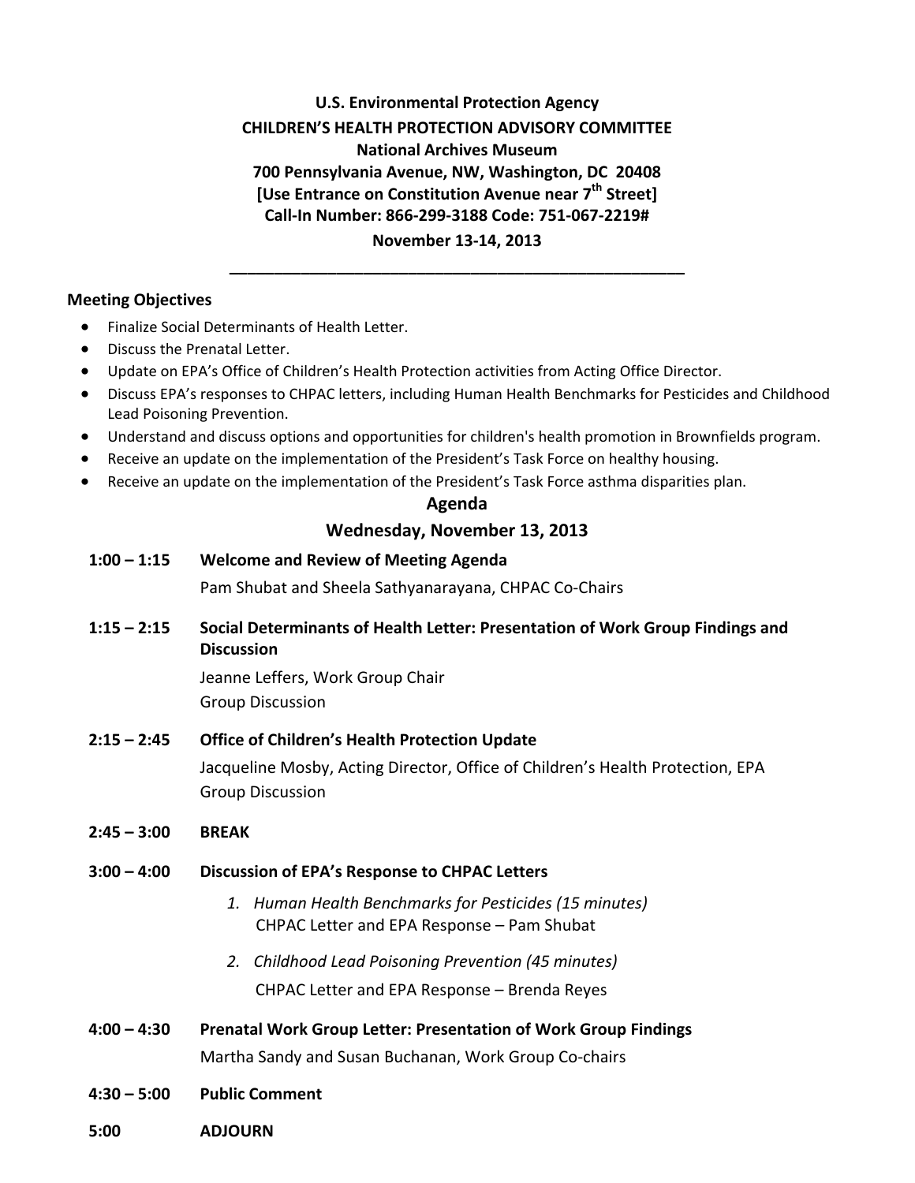**U.S. Environmental Protection Agency**

**CHILDREN'S HEALTH PROTECTION ADVISORY COMMITTEE**

**National Archives Museum**

**700 Pennsylvania Avenue, NW, Washington, DC 20408**

**[Use Entrance on Constitution Avenue near 7th Street]**

**Call-In Number: 866-299-3188 Code: 751-067-2219#**

**November 13-14, 2013**

---

### Meeting Objectives

- Finalize Social Determinants of Health Letter.
- Discuss the Prenatal Letter.
- Update on EPA's Office of Children's Health Protection activities from Acting Office Director.
- Discuss EPA's responses to CHPAC letters, including Human Health Benchmarks for Pesticides and Childhood Lead Poisoning Prevention.
- Understand and discuss options and opportunities for children's health promotion in Brownfields program.
- Receive an update on the implementation of the President's Task Force on healthy housing.
- Receive an update on the implementation of the President's Task Force asthma disparities plan.

## Agenda

### Wednesday, November 13, 2013

**1:00 – 1:15** **Welcome and Review of Meeting Agenda**
Pam Shubat and Sheela Sathyanarayana, CHPAC Co-Chairs

**1:15 – 2:15** **Social Determinants of Health Letter: Presentation of Work Group Findings and Discussion**
Jeanne Leffers, Work Group Chair
Group Discussion

**2:15 – 2:45** **Office of Children's Health Protection Update**
Jacqueline Mosby, Acting Director, Office of Children's Health Protection, EPA
Group Discussion

**2:45 – 3:00** **BREAK**

**3:00 – 4:00** **Discussion of EPA's Response to CHPAC Letters**

1. *Human Health Benchmarks for Pesticides (15 minutes)*
   CHPAC Letter and EPA Response – Pam Shubat
2. *Childhood Lead Poisoning Prevention (45 minutes)*
   CHPAC Letter and EPA Response – Brenda Reyes

**4:00 – 4:30** **Prenatal Work Group Letter: Presentation of Work Group Findings**
Martha Sandy and Susan Buchanan, Work Group Co-chairs

**4:30 – 5:00** **Public Comment**

**5:00** **ADJOURN**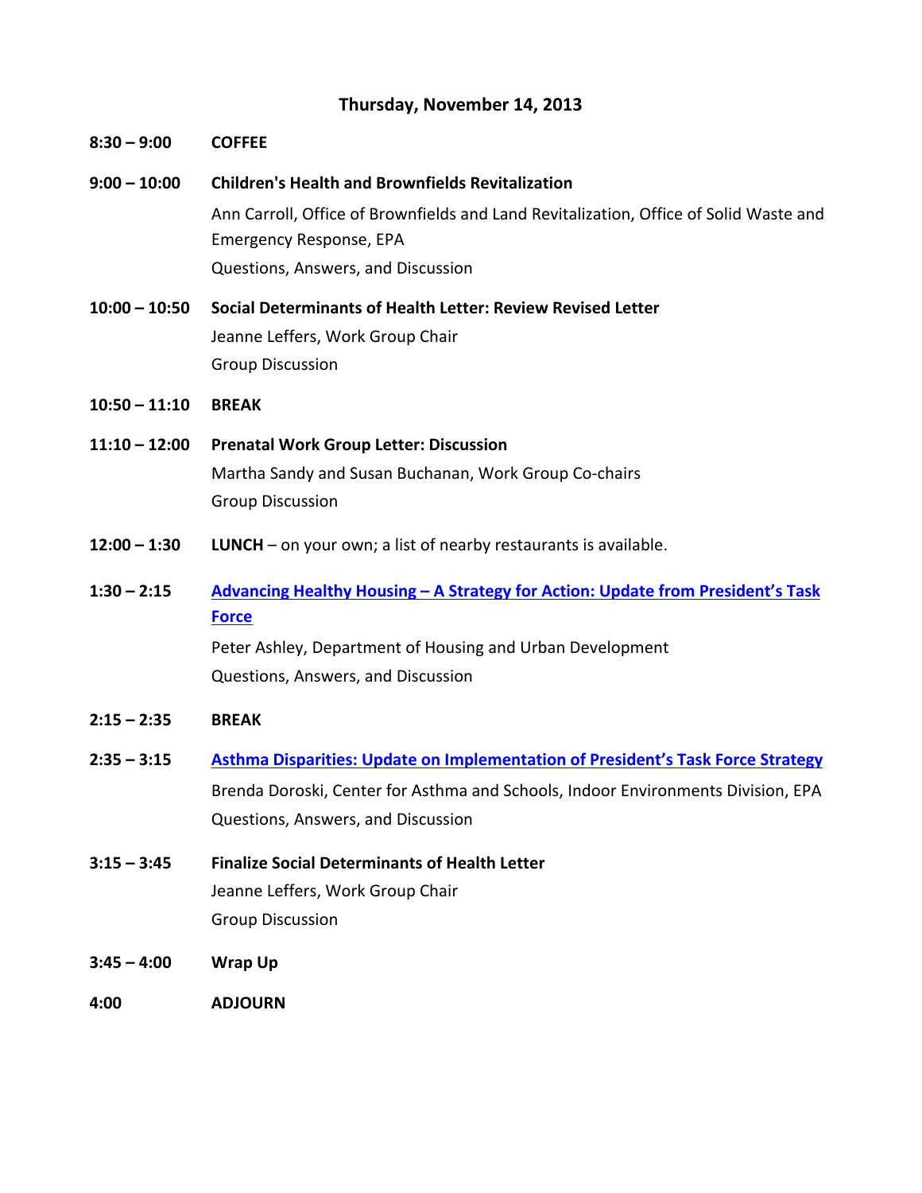## Thursday, November 14, 2013

**8:30 – 9:00** **COFFEE**

**9:00 – 10:00** **Children's Health and Brownfields Revitalization**

Ann Carroll, Office of Brownfields and Land Revitalization, Office of Solid Waste and Emergency Response, EPA

Questions, Answers, and Discussion

**10:00 – 10:50** **Social Determinants of Health Letter: Review Revised Letter**

Jeanne Leffers, Work Group Chair

Group Discussion

**10:50 – 11:10** **BREAK**

**11:10 – 12:00** **Prenatal Work Group Letter: Discussion**

Martha Sandy and Susan Buchanan, Work Group Co-chairs

Group Discussion

**12:00 – 1:30** **LUNCH** – on your own; a list of nearby restaurants is available.

**1:30 – 2:15** **Advancing Healthy Housing – A Strategy for Action: Update from President's Task Force**

Peter Ashley, Department of Housing and Urban Development

Questions, Answers, and Discussion

**2:15 – 2:35** **BREAK**

**2:35 – 3:15** **Asthma Disparities: Update on Implementation of President's Task Force Strategy**

Brenda Doroski, Center for Asthma and Schools, Indoor Environments Division, EPA

Questions, Answers, and Discussion

**3:15 – 3:45** **Finalize Social Determinants of Health Letter**

Jeanne Leffers, Work Group Chair

Group Discussion

**3:45 – 4:00** **Wrap Up**

**4:00** **ADJOURN**